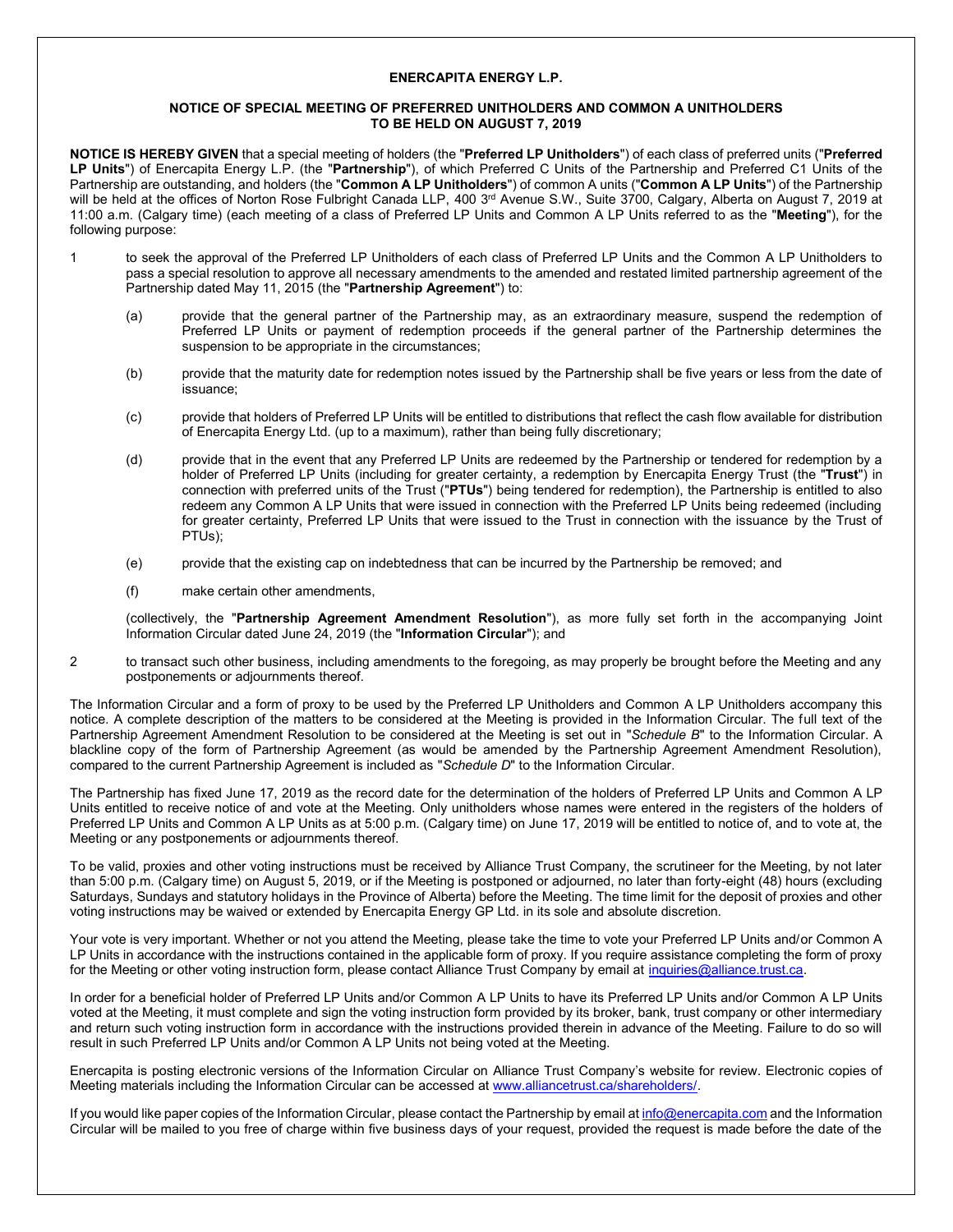**ENERCAPITA ENERGY L.P.**

**NOTICE OF SPECIAL MEETING OF PREFERRED UNITHOLDERS AND COMMON A UNITHOLDERS TO BE HELD ON AUGUST 7, 2019**

**NOTICE IS HEREBY GIVEN** that a special meeting of holders (the "**Preferred LP Unitholders**") of each class of preferred units ("**Preferred LP Units**") of Enercapita Energy L.P. (the "**Partnership**"), of which Preferred C Units of the Partnership and Preferred C1 Units of the Partnership are outstanding, and holders (the "**Common A LP Unitholders**") of common A units ("**Common A LP Units**") of the Partnership will be held at the offices of Norton Rose Fulbright Canada LLP, 400 3rd Avenue S.W., Suite 3700, Calgary, Alberta on August 7, 2019 at 11:00 a.m. (Calgary time) (each meeting of a class of Preferred LP Units and Common A LP Units referred to as the "**Meeting**"), for the following purpose:

1. to seek the approval of the Preferred LP Unitholders of each class of Preferred LP Units and the Common A LP Unitholders to pass a special resolution to approve all necessary amendments to the amended and restated limited partnership agreement of the Partnership dated May 11, 2015 (the "**Partnership Agreement**") to:

   (a) provide that the general partner of the Partnership may, as an extraordinary measure, suspend the redemption of Preferred LP Units or payment of redemption proceeds if the general partner of the Partnership determines the suspension to be appropriate in the circumstances;

   (b) provide that the maturity date for redemption notes issued by the Partnership shall be five years or less from the date of issuance;

   (c) provide that holders of Preferred LP Units will be entitled to distributions that reflect the cash flow available for distribution of Enercapita Energy Ltd. (up to a maximum), rather than being fully discretionary;

   (d) provide that in the event that any Preferred LP Units are redeemed by the Partnership or tendered for redemption by a holder of Preferred LP Units (including for greater certainty, a redemption by Enercapita Energy Trust (the "**Trust**") in connection with preferred units of the Trust ("**PTUs**") being tendered for redemption), the Partnership is entitled to also redeem any Common A LP Units that were issued in connection with the Preferred LP Units being redeemed (including for greater certainty, Preferred LP Units that were issued to the Trust in connection with the issuance by the Trust of PTUs);

   (e) provide that the existing cap on indebtedness that can be incurred by the Partnership be removed; and

   (f) make certain other amendments,

   (collectively, the "**Partnership Agreement Amendment Resolution**"), as more fully set forth in the accompanying Joint Information Circular dated June 24, 2019 (the "**Information Circular**"); and

2. to transact such other business, including amendments to the foregoing, as may properly be brought before the Meeting and any postponements or adjournments thereof.

The Information Circular and a form of proxy to be used by the Preferred LP Unitholders and Common A LP Unitholders accompany this notice. A complete description of the matters to be considered at the Meeting is provided in the Information Circular. The full text of the Partnership Agreement Amendment Resolution to be considered at the Meeting is set out in "*Schedule B*" to the Information Circular. A blackline copy of the form of Partnership Agreement (as would be amended by the Partnership Agreement Amendment Resolution), compared to the current Partnership Agreement is included as "*Schedule D*" to the Information Circular.

The Partnership has fixed June 17, 2019 as the record date for the determination of the holders of Preferred LP Units and Common A LP Units entitled to receive notice of and vote at the Meeting. Only unitholders whose names were entered in the registers of the holders of Preferred LP Units and Common A LP Units as at 5:00 p.m. (Calgary time) on June 17, 2019 will be entitled to notice of, and to vote at, the Meeting or any postponements or adjournments thereof.

To be valid, proxies and other voting instructions must be received by Alliance Trust Company, the scrutineer for the Meeting, by not later than 5:00 p.m. (Calgary time) on August 5, 2019, or if the Meeting is postponed or adjourned, no later than forty-eight (48) hours (excluding Saturdays, Sundays and statutory holidays in the Province of Alberta) before the Meeting. The time limit for the deposit of proxies and other voting instructions may be waived or extended by Enercapita Energy GP Ltd. in its sole and absolute discretion.

Your vote is very important. Whether or not you attend the Meeting, please take the time to vote your Preferred LP Units and/or Common A LP Units in accordance with the instructions contained in the applicable form of proxy. If you require assistance completing the form of proxy for the Meeting or other voting instruction form, please contact Alliance Trust Company by email at inquiries@alliance.trust.ca.

In order for a beneficial holder of Preferred LP Units and/or Common A LP Units to have its Preferred LP Units and/or Common A LP Units voted at the Meeting, it must complete and sign the voting instruction form provided by its broker, bank, trust company or other intermediary and return such voting instruction form in accordance with the instructions provided therein in advance of the Meeting. Failure to do so will result in such Preferred LP Units and/or Common A LP Units not being voted at the Meeting.

Enercapita is posting electronic versions of the Information Circular on Alliance Trust Company's website for review. Electronic copies of Meeting materials including the Information Circular can be accessed at www.alliancetrust.ca/shareholders/.

If you would like paper copies of the Information Circular, please contact the Partnership by email at info@enercapita.com and the Information Circular will be mailed to you free of charge within five business days of your request, provided the request is made before the date of the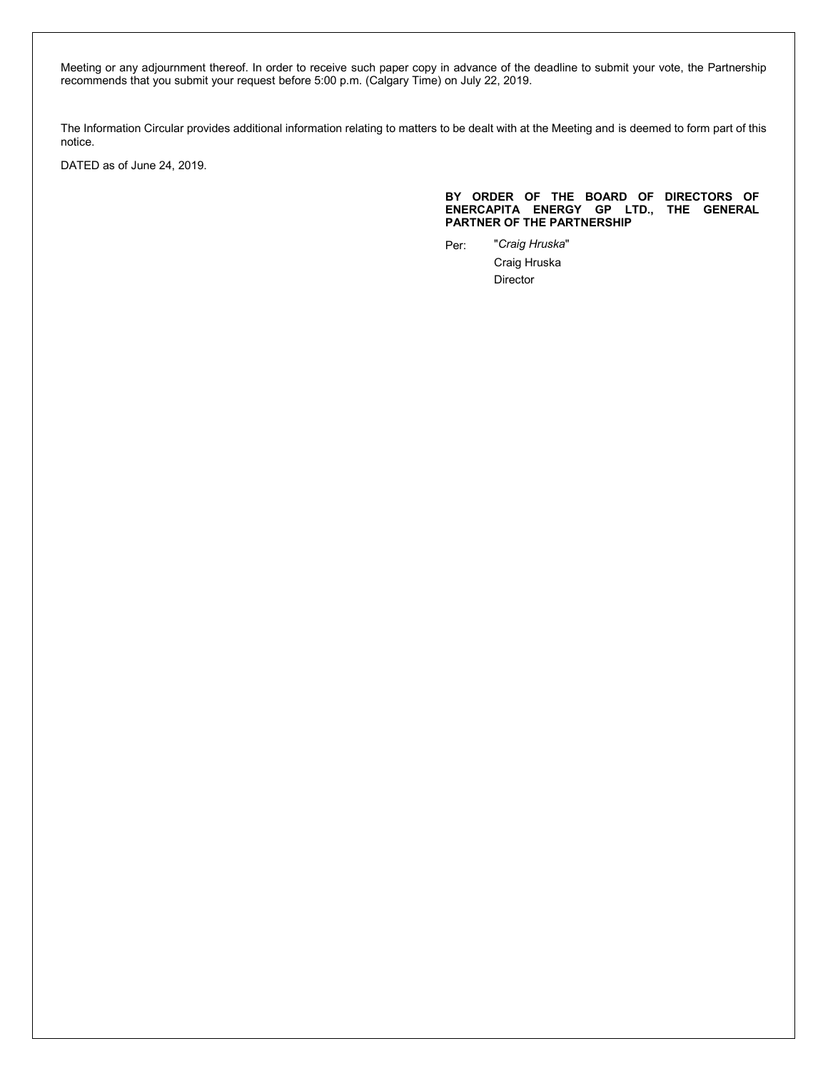Meeting or any adjournment thereof. In order to receive such paper copy in advance of the deadline to submit your vote, the Partnership recommends that you submit your request before 5:00 p.m. (Calgary Time) on July 22, 2019.

The Information Circular provides additional information relating to matters to be dealt with at the Meeting and is deemed to form part of this notice.

DATED as of June 24, 2019.

**BY ORDER OF THE BOARD OF DIRECTORS OF ENERCAPITA ENERGY GP LTD., THE GENERAL PARTNER OF THE PARTNERSHIP**

Per: "*Craig Hruska*"
Craig Hruska
Director